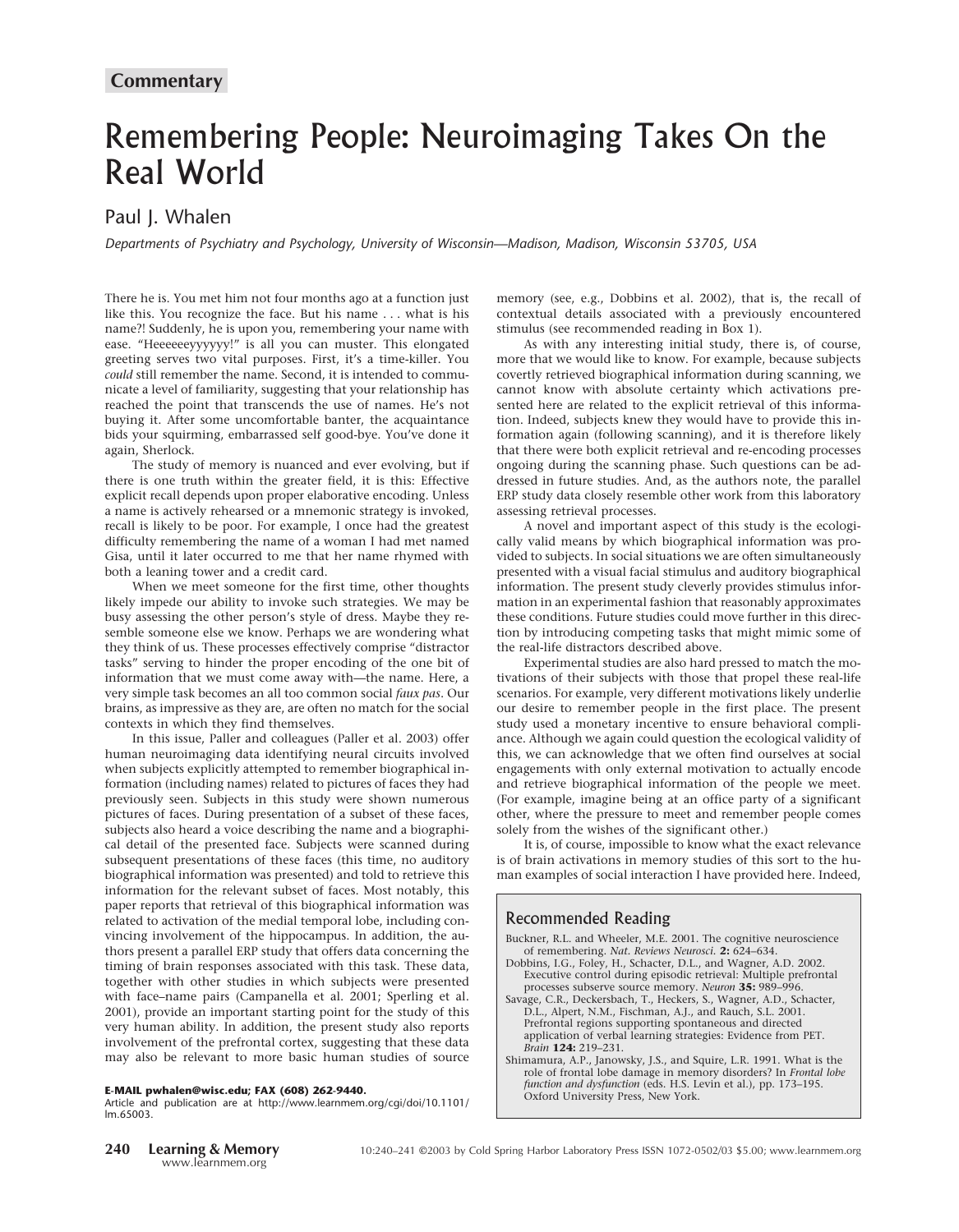**Commentary**

# Remembering People: Neuroimaging Takes On the Real World

Paul J. Whalen

*Departments of Psychiatry and Psychology, University of Wisconsin—Madison, Madison, Wisconsin 53705, USA*

There he is. You met him not four months ago at a function just like this. You recognize the face. But his name . . . what is his name?! Suddenly, he is upon you, remembering your name with ease. "Heeeeeeyyyyyy!" is all you can muster. This elongated greeting serves two vital purposes. First, it's a time-killer. You *could* still remember the name. Second, it is intended to communicate a level of familiarity, suggesting that your relationship has reached the point that transcends the use of names. He's not buying it. After some uncomfortable banter, the acquaintance bids your squirming, embarrassed self good-bye. You've done it again, Sherlock.

The study of memory is nuanced and ever evolving, but if there is one truth within the greater field, it is this: Effective explicit recall depends upon proper elaborative encoding. Unless a name is actively rehearsed or a mnemonic strategy is invoked, recall is likely to be poor. For example, I once had the greatest difficulty remembering the name of a woman I had met named Gisa, until it later occurred to me that her name rhymed with both a leaning tower and a credit card.

When we meet someone for the first time, other thoughts likely impede our ability to invoke such strategies. We may be busy assessing the other person's style of dress. Maybe they resemble someone else we know. Perhaps we are wondering what they think of us. These processes effectively comprise "distractor tasks" serving to hinder the proper encoding of the one bit of information that we must come away with—the name. Here, a very simple task becomes an all too common social *faux pas*. Our brains, as impressive as they are, are often no match for the social contexts in which they find themselves.

In this issue, Paller and colleagues (Paller et al. 2003) offer human neuroimaging data identifying neural circuits involved when subjects explicitly attempted to remember biographical information (including names) related to pictures of faces they had previously seen. Subjects in this study were shown numerous pictures of faces. During presentation of a subset of these faces, subjects also heard a voice describing the name and a biographical detail of the presented face. Subjects were scanned during subsequent presentations of these faces (this time, no auditory biographical information was presented) and told to retrieve this information for the relevant subset of faces. Most notably, this paper reports that retrieval of this biographical information was related to activation of the medial temporal lobe, including convincing involvement of the hippocampus. In addition, the authors present a parallel ERP study that offers data concerning the timing of brain responses associated with this task. These data, together with other studies in which subjects were presented with face–name pairs (Campanella et al. 2001; Sperling et al. 2001), provide an important starting point for the study of this very human ability. In addition, the present study also reports involvement of the prefrontal cortex, suggesting that these data may also be relevant to more basic human studies of source memory (see, e.g., Dobbins et al. 2002), that is, the recall of contextual details associated with a previously encountered stimulus (see recommended reading in Box 1).

As with any interesting initial study, there is, of course, more that we would like to know. For example, because subjects covertly retrieved biographical information during scanning, we cannot know with absolute certainty which activations presented here are related to the explicit retrieval of this information. Indeed, subjects knew they would have to provide this information again (following scanning), and it is therefore likely that there were both explicit retrieval and re-encoding processes ongoing during the scanning phase. Such questions can be addressed in future studies. And, as the authors note, the parallel ERP study data closely resemble other work from this laboratory assessing retrieval processes.

A novel and important aspect of this study is the ecologically valid means by which biographical information was provided to subjects. In social situations we are often simultaneously presented with a visual facial stimulus and auditory biographical information. The present study cleverly provides stimulus information in an experimental fashion that reasonably approximates these conditions. Future studies could move further in this direction by introducing competing tasks that might mimic some of the real-life distractors described above.

Experimental studies are also hard pressed to match the motivations of their subjects with those that propel these real-life scenarios. For example, very different motivations likely underlie our desire to remember people in the first place. The present study used a monetary incentive to ensure behavioral compliance. Although we again could question the ecological validity of this, we can acknowledge that we often find ourselves at social engagements with only external motivation to actually encode and retrieve biographical information of the people we meet. (For example, imagine being at an office party of a significant other, where the pressure to meet and remember people comes solely from the wishes of the significant other.)

It is, of course, impossible to know what the exact relevance is of brain activations in memory studies of this sort to the human examples of social interaction I have provided here. Indeed,

## Recommended Reading

Buckner, R.L. and Wheeler, M.E. 2001. The cognitive neuroscience of remembering. *Nat. Reviews Neurosci.* **2:** 624–634.

Dobbins, I.G., Foley, H., Schacter, D.L., and Wagner, A.D. 2002. Executive control during episodic retrieval: Multiple prefrontal processes subserve source memory. *Neuron* **35:** 989–996.

Savage, C.R., Deckersbach, T., Heckers, S., Wagner, A.D., Schacter, D.L., Alpert, N.M., Fischman, A.J., and Rauch, S.L. 2001. Prefrontal regions supporting spontaneous and directed application of verbal learning strategies: Evidence from PET. *Brain* **124:** 219–231.

Shimamura, A.P., Janowsky, J.S., and Squire, L.R. 1991. What is the role of frontal lobe damage in memory disorders? In *Frontal lobe function and dysfunction* (eds. H.S. Levin et al.), pp. 173–195. Oxford University Press, New York.

**E-MAIL pwhalen@wisc.edu; FAX (608) 262-9440.**
Article and publication are at http://www.learnmem.org/cgi/doi/10.1101/lm.65003.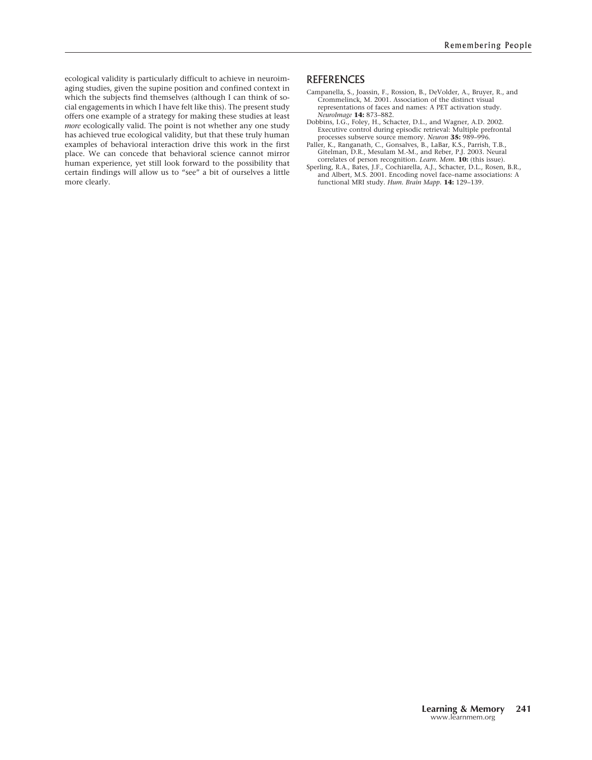ecological validity is particularly difficult to achieve in neuroimaging studies, given the supine position and confined context in which the subjects find themselves (although I can think of social engagements in which I have felt like this). The present study offers one example of a strategy for making these studies at least *more* ecologically valid. The point is not whether any one study has achieved true ecological validity, but that these truly human examples of behavioral interaction drive this work in the first place. We can concede that behavioral science cannot mirror human experience, yet still look forward to the possibility that certain findings will allow us to "see" a bit of ourselves a little more clearly.

## REFERENCES

Campanella, S., Joassin, F., Rossion, B., DeVolder, A., Bruyer, R., and Crommelinck, M. 2001. Association of the distinct visual representations of faces and names: A PET activation study. *NeuroImage* **14:** 873–882.

Dobbins, I.G., Foley, H., Schacter, D.L., and Wagner, A.D. 2002. Executive control during episodic retrieval: Multiple prefrontal processes subserve source memory. *Neuron* **35:** 989–996.

Paller, K., Ranganath, C., Gonsalves, B., LaBar, K.S., Parrish, T.B., Gitelman, D.R., Mesulam M.-M., and Reber, P.J. 2003. Neural correlates of person recognition. *Learn. Mem.* **10:** (this issue).

Sperling, R.A., Bates, J.F., Cochiarella, A.J., Schacter, D.L., Rosen, B.R., and Albert, M.S. 2001. Encoding novel face–name associations: A functional MRI study. *Hum. Brain Mapp.* **14:** 129–139.